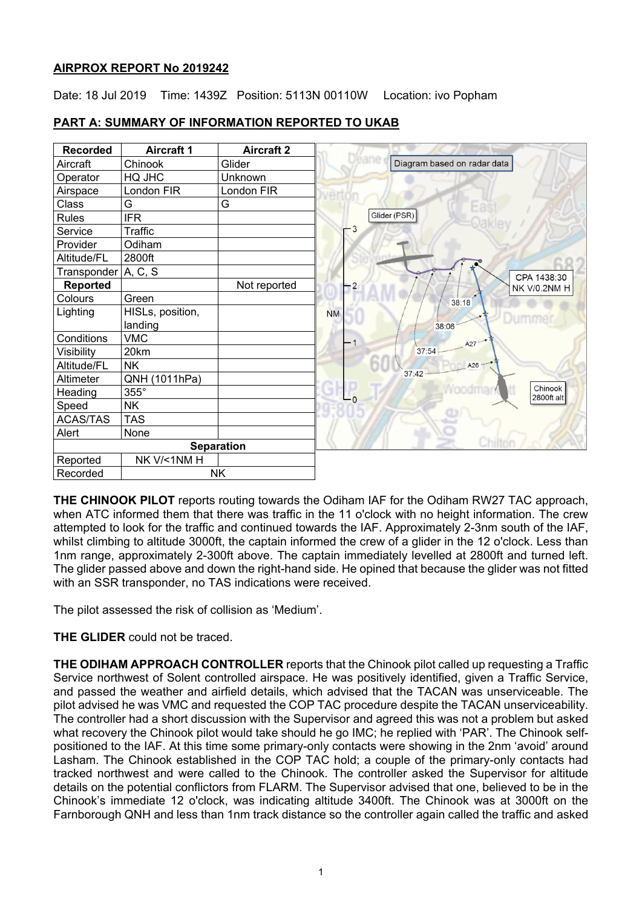**AIRPROX REPORT No 2019242**

Date: 18 Jul 2019 Time: 1439Z Position: 5113N 00110W Location: ivo Popham

**PART A: SUMMARY OF INFORMATION REPORTED TO UKAB**

| Recorded | Aircraft 1 | Aircraft 2 |
| --- | --- | --- |
| Aircraft | Chinook | Glider |
| Operator | HQ JHC | Unknown |
| Airspace | London FIR | London FIR |
| Class | G | G |
| Rules | IFR | |
| Service | Traffic | |
| Provider | Odiham | |
| Altitude/FL | 2800ft | |
| Transponder | A, C, S | |
| **Reported** | | Not reported |
| Colours | Green | |
| Lighting | HISLs, position, landing | |
| Conditions | VMC | |
| Visibility | 20km | |
| Altitude/FL | NK | |
| Altimeter | QNH (1011hPa) | |
| Heading | 355° | |
| Speed | NK | |
| ACAS/TAS | TAS | |
| Alert | None | |
| **Separation** | | |
| Reported | NK V/<1NM H | |
| Recorded | NK | |

**THE CHINOOK PILOT** reports routing towards the Odiham IAF for the Odiham RW27 TAC approach, when ATC informed them that there was traffic in the 11 o'clock with no height information. The crew attempted to look for the traffic and continued towards the IAF. Approximately 2-3nm south of the IAF, whilst climbing to altitude 3000ft, the captain informed the crew of a glider in the 12 o'clock. Less than 1nm range, approximately 2-300ft above. The captain immediately levelled at 2800ft and turned left. The glider passed above and down the right-hand side. He opined that because the glider was not fitted with an SSR transponder, no TAS indications were received.

The pilot assessed the risk of collision as 'Medium'.

**THE GLIDER** could not be traced.

**THE ODIHAM APPROACH CONTROLLER** reports that the Chinook pilot called up requesting a Traffic Service northwest of Solent controlled airspace. He was positively identified, given a Traffic Service, and passed the weather and airfield details, which advised that the TACAN was unserviceable. The pilot advised he was VMC and requested the COP TAC procedure despite the TACAN unserviceability. The controller had a short discussion with the Supervisor and agreed this was not a problem but asked what recovery the Chinook pilot would take should he go IMC; he replied with 'PAR'. The Chinook self-positioned to the IAF. At this time some primary-only contacts were showing in the 2nm 'avoid' around Lasham. The Chinook established in the COP TAC hold; a couple of the primary-only contacts had tracked northwest and were called to the Chinook. The controller asked the Supervisor for altitude details on the potential conflictors from FLARM. The Supervisor advised that one, believed to be in the Chinook's immediate 12 o'clock, was indicating altitude 3400ft. The Chinook was at 3000ft on the Farnborough QNH and less than 1nm track distance so the controller again called the traffic and asked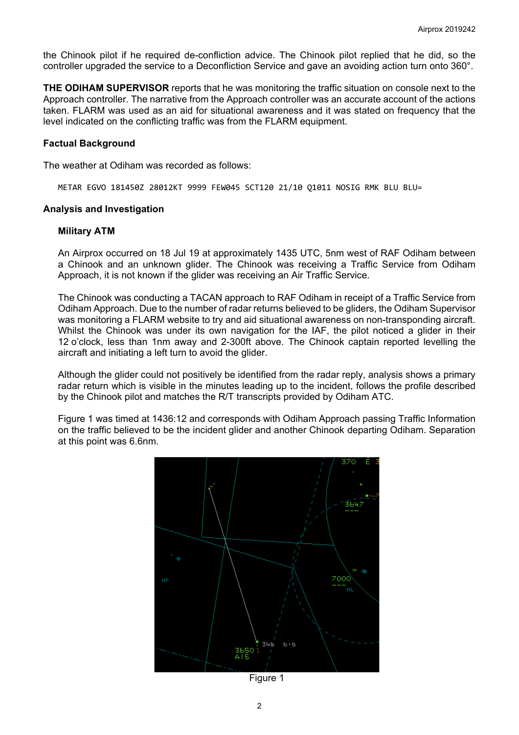the Chinook pilot if he required de-confliction advice. The Chinook pilot replied that he did, so the controller upgraded the service to a Deconfliction Service and gave an avoiding action turn onto 360°.

**THE ODIHAM SUPERVISOR** reports that he was monitoring the traffic situation on console next to the Approach controller. The narrative from the Approach controller was an accurate account of the actions taken. FLARM was used as an aid for situational awareness and it was stated on frequency that the level indicated on the conflicting traffic was from the FLARM equipment.

### Factual Background

The weather at Odiham was recorded as follows:

```
METAR EGVO 181450Z 28012KT 9999 FEW045 SCT120 21/10 Q1011 NOSIG RMK BLU BLU=
```

### Analysis and Investigation

#### Military ATM

An Airprox occurred on 18 Jul 19 at approximately 1435 UTC, 5nm west of RAF Odiham between a Chinook and an unknown glider. The Chinook was receiving a Traffic Service from Odiham Approach, it is not known if the glider was receiving an Air Traffic Service.

The Chinook was conducting a TACAN approach to RAF Odiham in receipt of a Traffic Service from Odiham Approach. Due to the number of radar returns believed to be gliders, the Odiham Supervisor was monitoring a FLARM website to try and aid situational awareness on non-transponding aircraft. Whilst the Chinook was under its own navigation for the IAF, the pilot noticed a glider in their 12 o'clock, less than 1nm away and 2-300ft above. The Chinook captain reported levelling the aircraft and initiating a left turn to avoid the glider.

Although the glider could not positively be identified from the radar reply, analysis shows a primary radar return which is visible in the minutes leading up to the incident, follows the profile described by the Chinook pilot and matches the R/T transcripts provided by Odiham ATC.

Figure 1 was timed at 1436:12 and corresponds with Odiham Approach passing Traffic Information on the traffic believed to be the incident glider and another Chinook departing Odiham. Separation at this point was 6.6nm.

Figure 1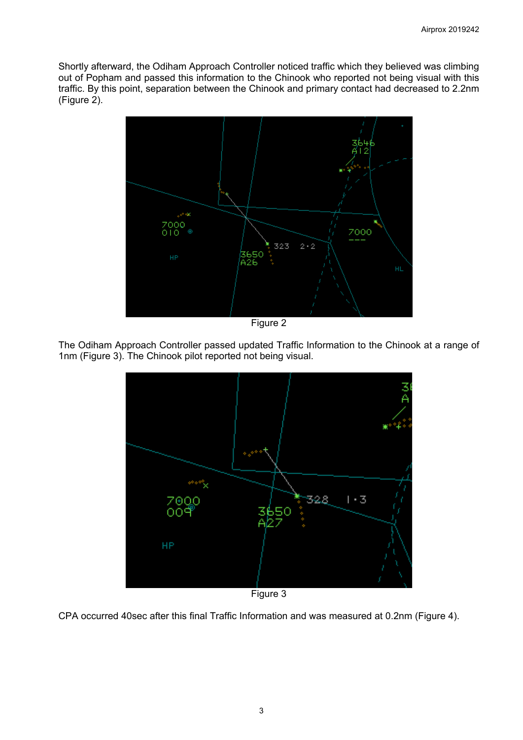Shortly afterward, the Odiham Approach Controller noticed traffic which they believed was climbing out of Popham and passed this information to the Chinook who reported not being visual with this traffic. By this point, separation between the Chinook and primary contact had decreased to 2.2nm (Figure 2).

Figure 2

The Odiham Approach Controller passed updated Traffic Information to the Chinook at a range of 1nm (Figure 3). The Chinook pilot reported not being visual.

Figure 3

CPA occurred 40sec after this final Traffic Information and was measured at 0.2nm (Figure 4).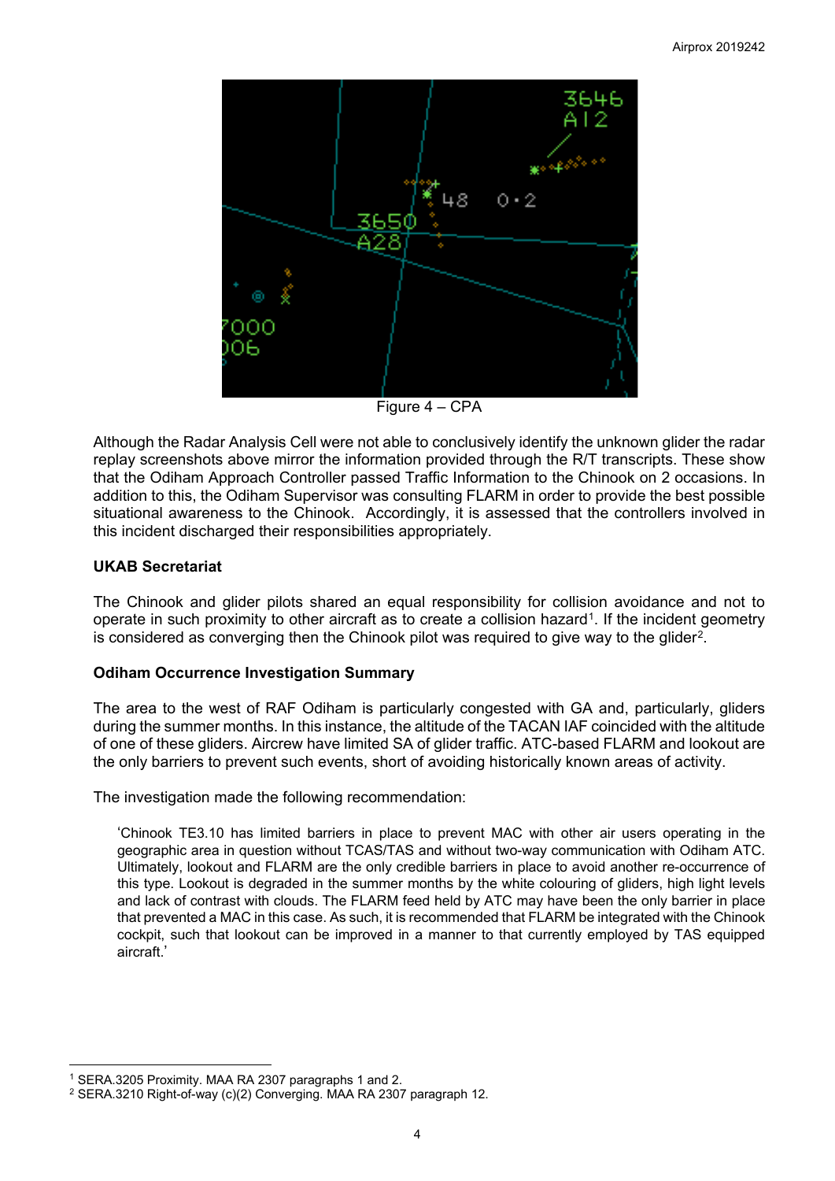Figure 4 – CPA

Although the Radar Analysis Cell were not able to conclusively identify the unknown glider the radar replay screenshots above mirror the information provided through the R/T transcripts. These show that the Odiham Approach Controller passed Traffic Information to the Chinook on 2 occasions. In addition to this, the Odiham Supervisor was consulting FLARM in order to provide the best possible situational awareness to the Chinook. Accordingly, it is assessed that the controllers involved in this incident discharged their responsibilities appropriately.

**UKAB Secretariat**

The Chinook and glider pilots shared an equal responsibility for collision avoidance and not to operate in such proximity to other aircraft as to create a collision hazard[1]. If the incident geometry is considered as converging then the Chinook pilot was required to give way to the glider[2].

**Odiham Occurrence Investigation Summary**

The area to the west of RAF Odiham is particularly congested with GA and, particularly, gliders during the summer months. In this instance, the altitude of the TACAN IAF coincided with the altitude of one of these gliders. Aircrew have limited SA of glider traffic. ATC-based FLARM and lookout are the only barriers to prevent such events, short of avoiding historically known areas of activity.

The investigation made the following recommendation:

> 'Chinook TE3.10 has limited barriers in place to prevent MAC with other air users operating in the geographic area in question without TCAS/TAS and without two-way communication with Odiham ATC. Ultimately, lookout and FLARM are the only credible barriers in place to avoid another re-occurrence of this type. Lookout is degraded in the summer months by the white colouring of gliders, high light levels and lack of contrast with clouds. The FLARM feed held by ATC may have been the only barrier in place that prevented a MAC in this case. As such, it is recommended that FLARM be integrated with the Chinook cockpit, such that lookout can be improved in a manner to that currently employed by TAS equipped aircraft.'

---

[1] SERA.3205 Proximity. MAA RA 2307 paragraphs 1 and 2.

[2] SERA.3210 Right-of-way (c)(2) Converging. MAA RA 2307 paragraph 12.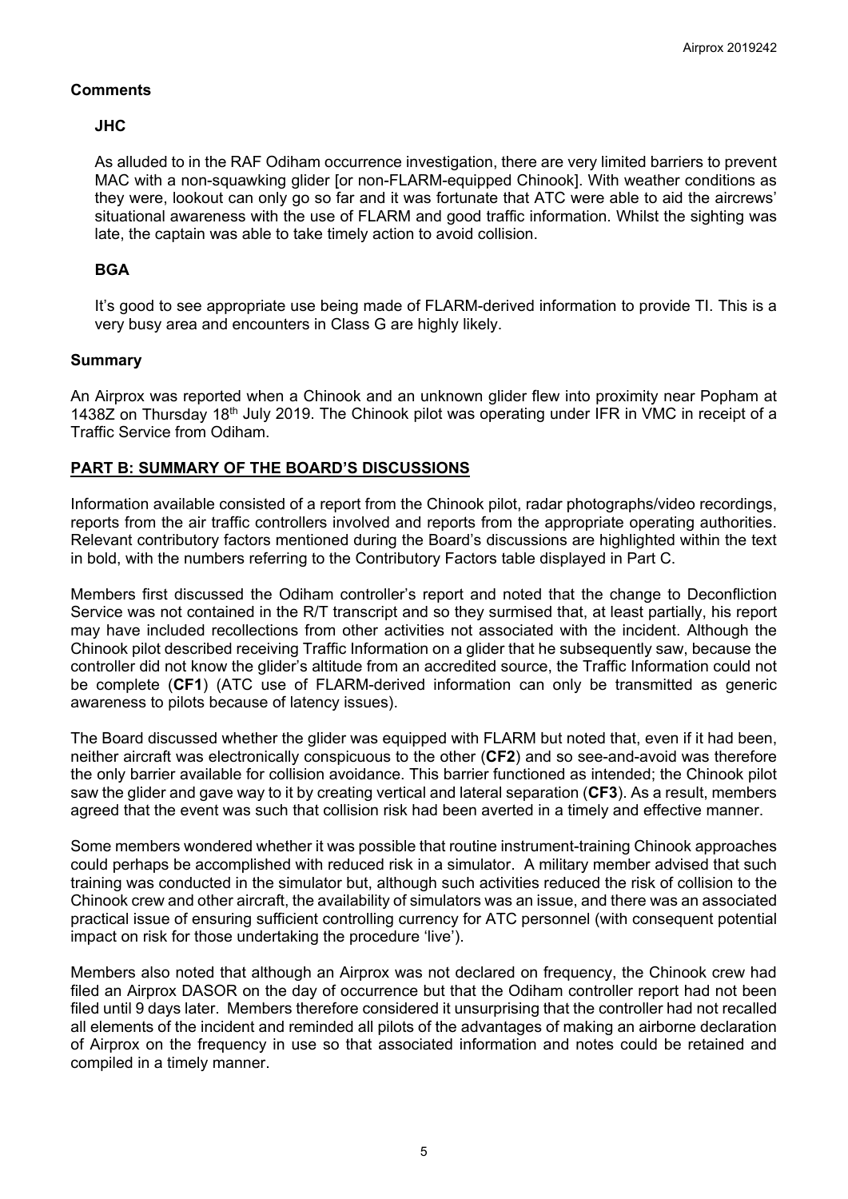## Comments

### JHC

As alluded to in the RAF Odiham occurrence investigation, there are very limited barriers to prevent MAC with a non-squawking glider [or non-FLARM-equipped Chinook]. With weather conditions as they were, lookout can only go so far and it was fortunate that ATC were able to aid the aircrews' situational awareness with the use of FLARM and good traffic information. Whilst the sighting was late, the captain was able to take timely action to avoid collision.

### BGA

It's good to see appropriate use being made of FLARM-derived information to provide TI. This is a very busy area and encounters in Class G are highly likely.

## Summary

An Airprox was reported when a Chinook and an unknown glider flew into proximity near Popham at 1438Z on Thursday 18th July 2019. The Chinook pilot was operating under IFR in VMC in receipt of a Traffic Service from Odiham.

## PART B: SUMMARY OF THE BOARD'S DISCUSSIONS

Information available consisted of a report from the Chinook pilot, radar photographs/video recordings, reports from the air traffic controllers involved and reports from the appropriate operating authorities. Relevant contributory factors mentioned during the Board's discussions are highlighted within the text in bold, with the numbers referring to the Contributory Factors table displayed in Part C.

Members first discussed the Odiham controller's report and noted that the change to Deconfliction Service was not contained in the R/T transcript and so they surmised that, at least partially, his report may have included recollections from other activities not associated with the incident. Although the Chinook pilot described receiving Traffic Information on a glider that he subsequently saw, because the controller did not know the glider's altitude from an accredited source, the Traffic Information could not be complete (**CF1**) (ATC use of FLARM-derived information can only be transmitted as generic awareness to pilots because of latency issues).

The Board discussed whether the glider was equipped with FLARM but noted that, even if it had been, neither aircraft was electronically conspicuous to the other (**CF2**) and so see-and-avoid was therefore the only barrier available for collision avoidance. This barrier functioned as intended; the Chinook pilot saw the glider and gave way to it by creating vertical and lateral separation (**CF3**). As a result, members agreed that the event was such that collision risk had been averted in a timely and effective manner.

Some members wondered whether it was possible that routine instrument-training Chinook approaches could perhaps be accomplished with reduced risk in a simulator. A military member advised that such training was conducted in the simulator but, although such activities reduced the risk of collision to the Chinook crew and other aircraft, the availability of simulators was an issue, and there was an associated practical issue of ensuring sufficient controlling currency for ATC personnel (with consequent potential impact on risk for those undertaking the procedure 'live').

Members also noted that although an Airprox was not declared on frequency, the Chinook crew had filed an Airprox DASOR on the day of occurrence but that the Odiham controller report had not been filed until 9 days later. Members therefore considered it unsurprising that the controller had not recalled all elements of the incident and reminded all pilots of the advantages of making an airborne declaration of Airprox on the frequency in use so that associated information and notes could be retained and compiled in a timely manner.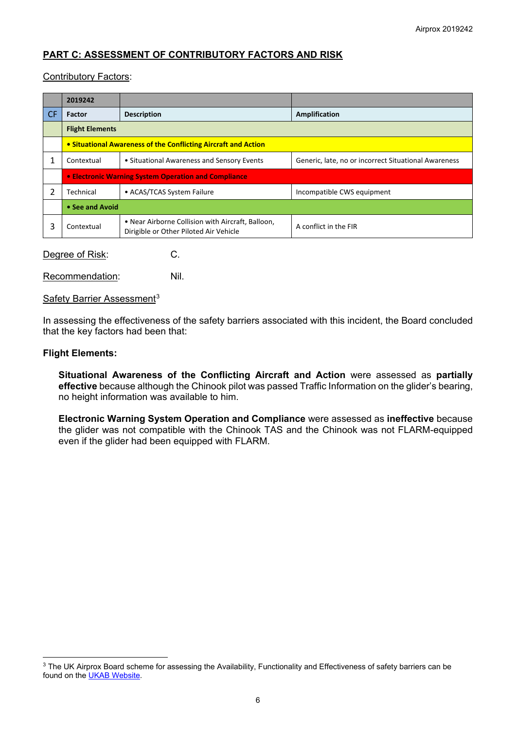## PART C: ASSESSMENT OF CONTRIBUTORY FACTORS AND RISK

Contributory Factors:

| | 2019242 | | |
|---|---|---|---|
| CF | Factor | Description | Amplification |
| | **Flight Elements** | | |
| | **• Situational Awareness of the Conflicting Aircraft and Action** | | |
| 1 | Contextual | • Situational Awareness and Sensory Events | Generic, late, no or incorrect Situational Awareness |
| | **• Electronic Warning System Operation and Compliance** | | |
| 2 | Technical | • ACAS/TCAS System Failure | Incompatible CWS equipment |
| | **• See and Avoid** | | |
| 3 | Contextual | • Near Airborne Collision with Aircraft, Balloon, Dirigible or Other Piloted Air Vehicle | A conflict in the FIR |

Degree of Risk: C.

Recommendation: Nil.

Safety Barrier Assessment[3]

In assessing the effectiveness of the safety barriers associated with this incident, the Board concluded that the key factors had been that:

**Flight Elements:**

**Situational Awareness of the Conflicting Aircraft and Action** were assessed as **partially effective** because although the Chinook pilot was passed Traffic Information on the glider's bearing, no height information was available to him.

**Electronic Warning System Operation and Compliance** were assessed as **ineffective** because the glider was not compatible with the Chinook TAS and the Chinook was not FLARM-equipped even if the glider had been equipped with FLARM.

[3] The UK Airprox Board scheme for assessing the Availability, Functionality and Effectiveness of safety barriers can be found on the UKAB Website.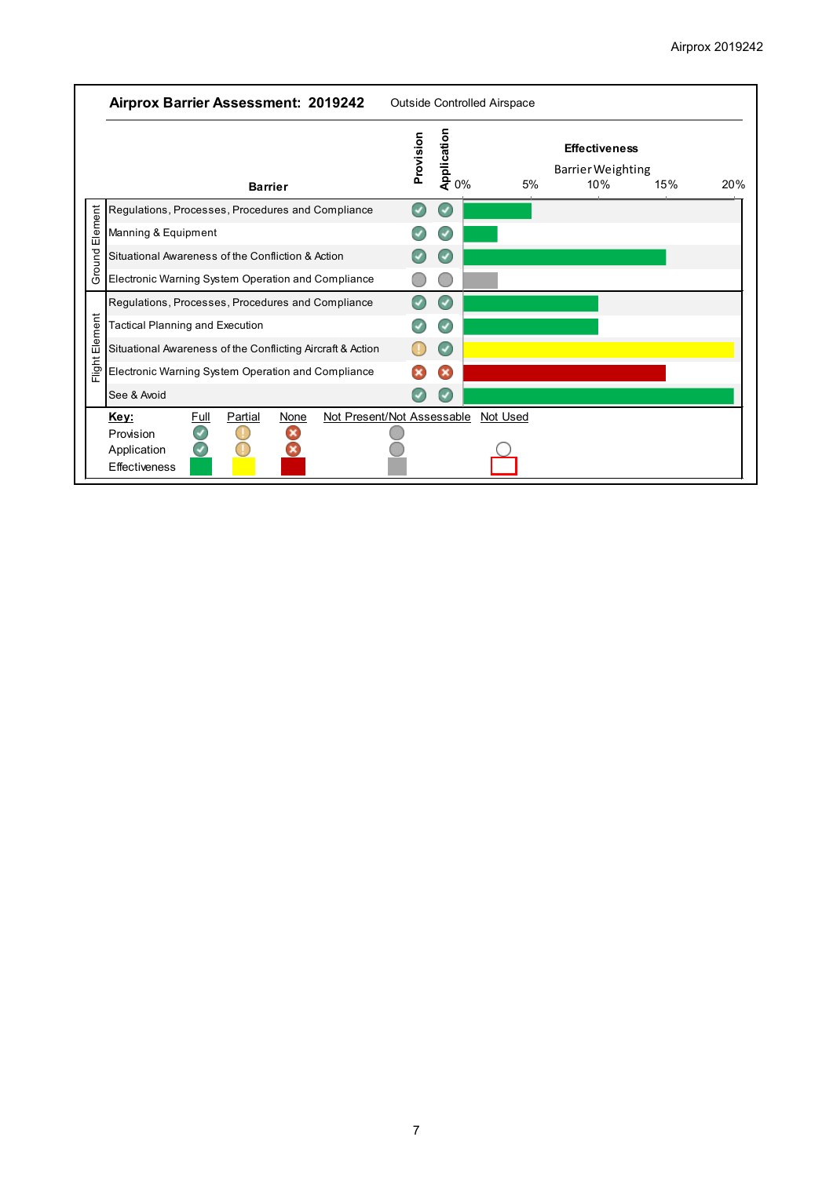**Airprox Barrier Assessment: 2019242** Outside Controlled Airspace

Provision

Application

Effectiveness

Barrier Weighting

0% 5% 10% 15% 20%

Barrier

Ground Element

Regulations, Processes, Procedures and Compliance

Manning & Equipment

Situational Awareness of the Confliction & Action

Electronic Warning System Operation and Compliance

Flight Element

Regulations, Processes, Procedures and Compliance

Tactical Planning and Execution

Situational Awareness of the Conflicting Aircraft & Action

Electronic Warning System Operation and Compliance

See & Avoid

**Key:** Full Partial None Not Present/Not Assessable Not Used

Provision

Application

Effectiveness